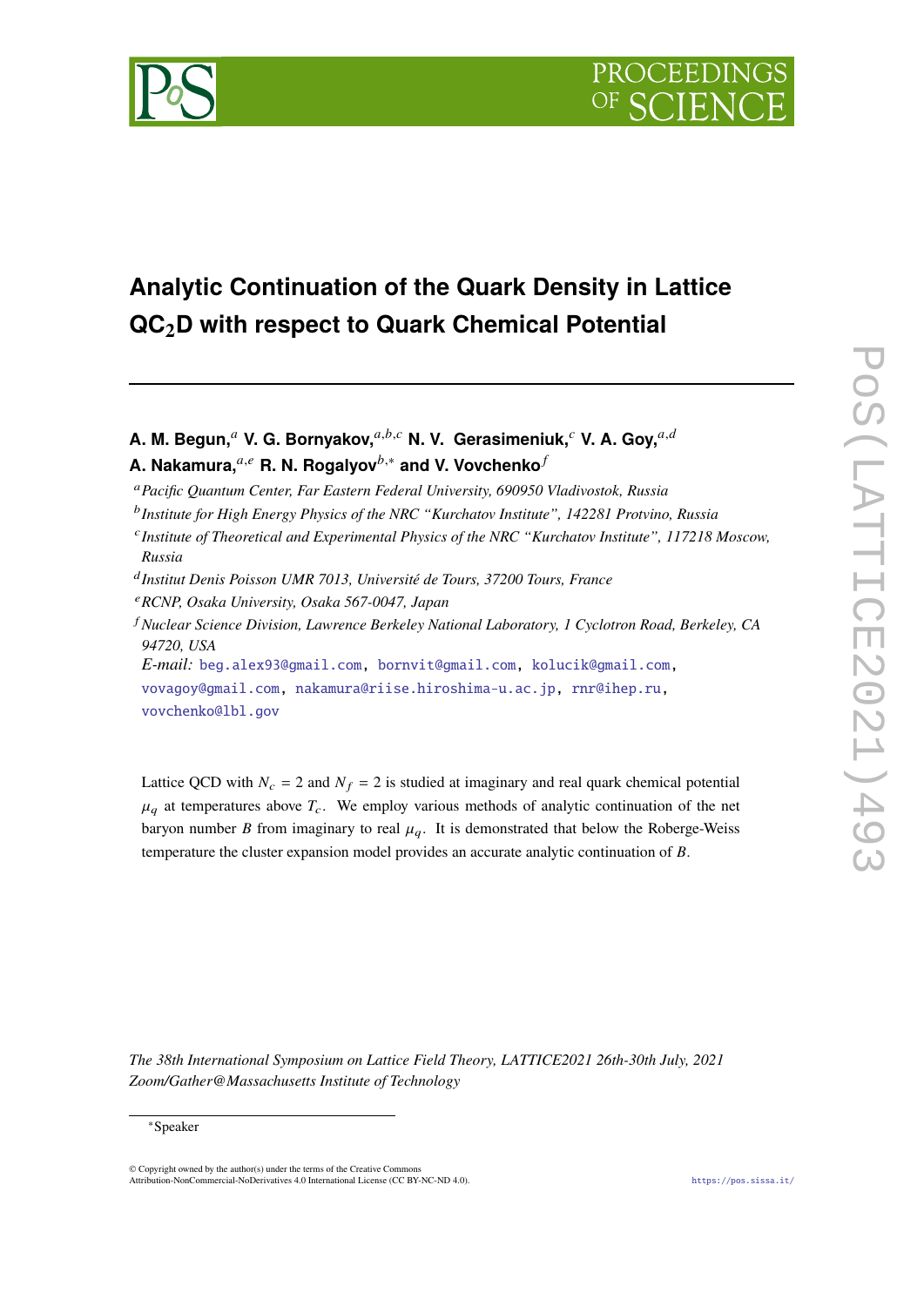# Analytic Continuation of the Quark Density in Lattice $QC_2D$ with respect to Quark Chemical Potential

**A. M. Begun,**[a] **V. G. Bornyakov,**[a,b,c] **N. V. Gerasimeniuk,**[c] **V. A. Goy,**[a,d] **A. Nakamura,**[a,e] **R. N. Rogalyov**[b,*] **and V. Vovchenko**[f]

[a] *Pacific Quantum Center, Far Eastern Federal University, 690950 Vladivostok, Russia*

[b] *Institute for High Energy Physics of the NRC "Kurchatov Institute", 142281 Protvino, Russia*

[c] *Institute of Theoretical and Experimental Physics of the NRC "Kurchatov Institute", 117218 Moscow, Russia*

[d] *Institut Denis Poisson UMR 7013, Université de Tours, 37200 Tours, France*

[e] *RCNP, Osaka University, Osaka 567-0047, Japan*

[f] *Nuclear Science Division, Lawrence Berkeley National Laboratory, 1 Cyclotron Road, Berkeley, CA 94720, USA*

*E-mail:* beg.alex93@gmail.com, bornvit@gmail.com, kolucik@gmail.com, vovagoy@gmail.com, nakamura@riise.hiroshima-u.ac.jp, rnr@ihep.ru, vovchenko@lbl.gov

Lattice QCD with $N_c = 2$ and $N_f = 2$ is studied at imaginary and real quark chemical potential $\mu_q$ at temperatures above $T_c$. We employ various methods of analytic continuation of the net baryon number $B$ from imaginary to real $\mu_q$. It is demonstrated that below the Roberge-Weiss temperature the cluster expansion model provides an accurate analytic continuation of $B$.

*The 38th International Symposium on Lattice Field Theory, LATTICE2021 26th-30th July, 2021 Zoom/Gather@Massachusetts Institute of Technology*

*Speaker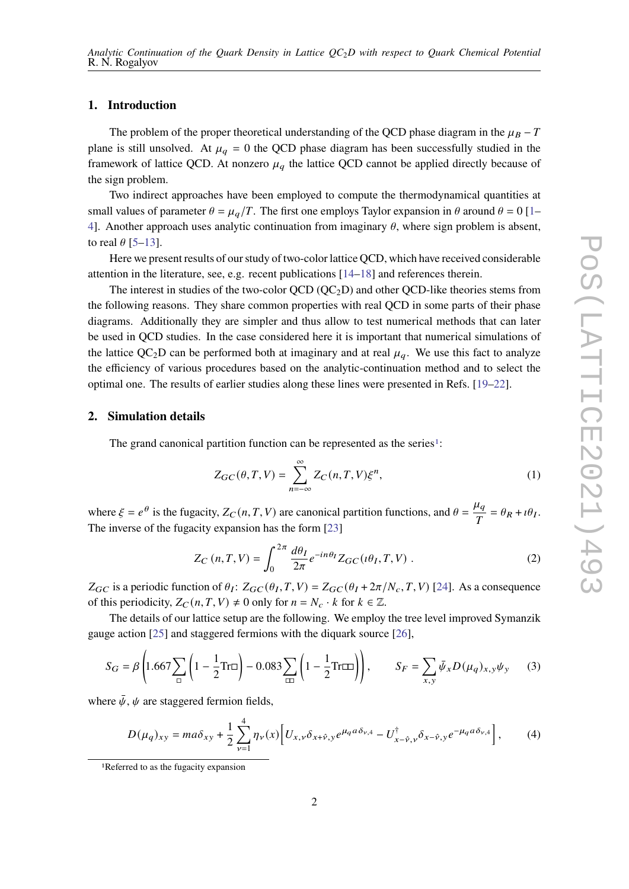## 1. Introduction

The problem of the proper theoretical understanding of the QCD phase diagram in the $\mu_B - T$ plane is still unsolved. At $\mu_q = 0$ the QCD phase diagram has been successfully studied in the framework of lattice QCD. At nonzero $\mu_q$ the lattice QCD cannot be applied directly because of the sign problem.

Two indirect approaches have been employed to compute the thermodynamical quantities at small values of parameter $\theta = \mu_q/T$. The first one employs Taylor expansion in $\theta$ around $\theta = 0$ [1–4]. Another approach uses analytic continuation from imaginary $\theta$, where sign problem is absent, to real $\theta$ [5–13].

Here we present results of our study of two-color lattice QCD, which have received considerable attention in the literature, see, e.g. recent publications [14–18] and references therein.

The interest in studies of the two-color QCD ($\text{QC}_2\text{D}$) and other QCD-like theories stems from the following reasons. They share common properties with real QCD in some parts of their phase diagrams. Additionally they are simpler and thus allow to test numerical methods that can later be used in QCD studies. In the case considered here it is important that numerical simulations of the lattice $\text{QC}_2\text{D}$ can be performed both at imaginary and at real $\mu_q$. We use this fact to analyze the efficiency of various procedures based on the analytic-continuation method and to select the optimal one. The results of earlier studies along these lines were presented in Refs. [19–22].

## 2. Simulation details

The grand canonical partition function can be represented as the series[1]:

$$Z_{GC}(\theta, T, V) = \sum_{n=-\infty}^{\infty} Z_C(n, T, V)\xi^n, \tag{1}$$

where $\xi = e^{\theta}$ is the fugacity, $Z_C(n, T, V)$ are canonical partition functions, and $\theta = \dfrac{\mu_q}{T} = \theta_R + \imath\theta_I$. The inverse of the fugacity expansion has the form [23]

$$Z_C\,(n, T, V) = \int_0^{2\pi} \frac{d\theta_I}{2\pi} e^{-in\theta_I} Z_{GC}(\imath\theta_I, T, V)\ . \tag{2}$$

$Z_{GC}$ is a periodic function of $\theta_I$: $Z_{GC}(\theta_I, T, V) = Z_{GC}(\theta_I + 2\pi/N_c, T, V)$ [24]. As a consequence of this periodicity, $Z_C(n, T, V) \neq 0$ only for $n = N_c \cdot k$ for $k \in \mathbb{Z}$.

The details of our lattice setup are the following. We employ the tree level improved Symanzik gauge action [25] and staggered fermions with the diquark source [26],

$$S_G = \beta\left(1.667\sum_{\square}\left(1 - \frac{1}{2}\text{Tr}\square\right) - 0.083\sum_{\square\square}\left(1 - \frac{1}{2}\text{Tr}\square\square\right)\right), \qquad S_F = \sum_{x,y}\bar{\psi}_x D(\mu_q)_{x,y}\psi_y \tag{3}$$

where $\bar{\psi}$, $\psi$ are staggered fermion fields,

$$D(\mu_q)_{xy} = ma\delta_{xy} + \frac{1}{2}\sum_{\nu=1}^{4}\eta_\nu(x)\Big[U_{x,\nu}\delta_{x+\hat{\nu},y}e^{\mu_q a\delta_{\nu,4}} - U^{\dagger}_{x-\hat{\nu},\nu}\delta_{x-\hat{\nu},y}e^{-\mu_q a\delta_{\nu,4}}\Big], \tag{4}$$

[1] Referred to as the fugacity expansion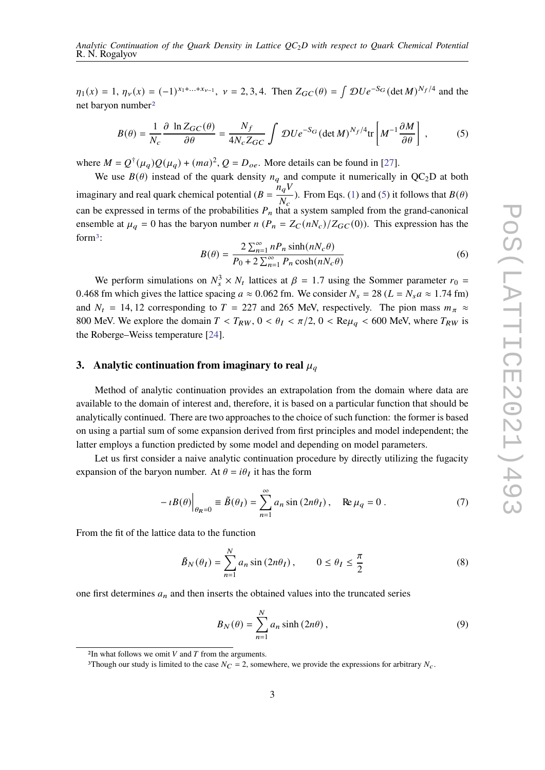$\eta_1(x) = 1$, $\eta_\nu(x) = (-1)^{x_1+\ldots+x_{\nu-1}}$, $\nu = 2,3,4$. Then $Z_{GC}(\theta) = \int \mathcal{D}U e^{-S_G} (\det M)^{N_f/4}$ and the net baryon number[2]

$$
B(\theta) = \frac{1}{N_c} \frac{\partial \ln Z_{GC}(\theta)}{\partial \theta} = \frac{N_f}{4 N_c Z_{GC}} \int \mathcal{D}U e^{-S_G} (\det M)^{N_f/4} \mathrm{tr}\left[ M^{-1} \frac{\partial M}{\partial \theta} \right] , \tag{5}
$$

where $M = Q^\dagger(\mu_q) Q(\mu_q) + (ma)^2$, $Q = D_{oe}$. More details can be found in [27].

We use $B(\theta)$ instead of the quark density $n_q$ and compute it numerically in $QC_2D$ at both imaginary and real quark chemical potential ($B = \frac{n_q V}{N_c}$). From Eqs. (1) and (5) it follows that $B(\theta)$ can be expressed in terms of the probabilities $P_n$ that a system sampled from the grand-canonical ensemble at $\mu_q = 0$ has the baryon number $n$ ($P_n = Z_C(nN_c)/Z_{GC}(0)$). This expression has the form[3]:

$$
B(\theta) = \frac{2 \sum_{n=1}^{\infty} n P_n \sinh(n N_c \theta)}{P_0 + 2 \sum_{n=1}^{\infty} P_n \cosh(n N_c \theta)} \tag{6}
$$

We perform simulations on $N_s^3 \times N_t$ lattices at $\beta = 1.7$ using the Sommer parameter $r_0 = 0.468$ fm which gives the lattice spacing $a \approx 0.062$ fm. We consider $N_s = 28$ ($L = N_s a \approx 1.74$ fm) and $N_t = 14, 12$ corresponding to $T = 227$ and $265$ MeV, respectively. The pion mass $m_\pi \approx 800$ MeV. We explore the domain $T < T_{RW}$, $0 < \theta_I < \pi/2$, $0 < \mathrm{Re}\mu_q < 600$ MeV, where $T_{RW}$ is the Roberge–Weiss temperature [24].

## 3. Analytic continuation from imaginary to real $\mu_q$

Method of analytic continuation provides an extrapolation from the domain where data are available to the domain of interest and, therefore, it is based on a particular function that should be analytically continued. There are two approaches to the choice of such function: the former is based on using a partial sum of some expansion derived from first principles and model independent; the latter employs a function predicted by some model and depending on model parameters.

Let us first consider a naive analytic continuation procedure by directly utilizing the fugacity expansion of the baryon number. At $\theta = i\theta_I$ it has the form

$$
-\imath B(\theta)\Big|_{\theta_R=0} \equiv \tilde{B}(\theta_I) = \sum_{n=1}^{\infty} a_n \sin(2n\theta_I) , \quad \mathrm{Re}\,\mu_q = 0 . \tag{7}
$$

From the fit of the lattice data to the function

$$
\tilde{B}_N(\theta_I) = \sum_{n=1}^{N} a_n \sin(2n\theta_I) , \qquad 0 \le \theta_I \le \frac{\pi}{2} \tag{8}
$$

one first determines $a_n$ and then inserts the obtained values into the truncated series

$$
B_N(\theta) = \sum_{n=1}^{N} a_n \sinh(2n\theta) , \tag{9}
$$

[2] In what follows we omit $V$ and $T$ from the arguments.

[3] Though our study is limited to the case $N_C = 2$, somewhere, we provide the expressions for arbitrary $N_c$.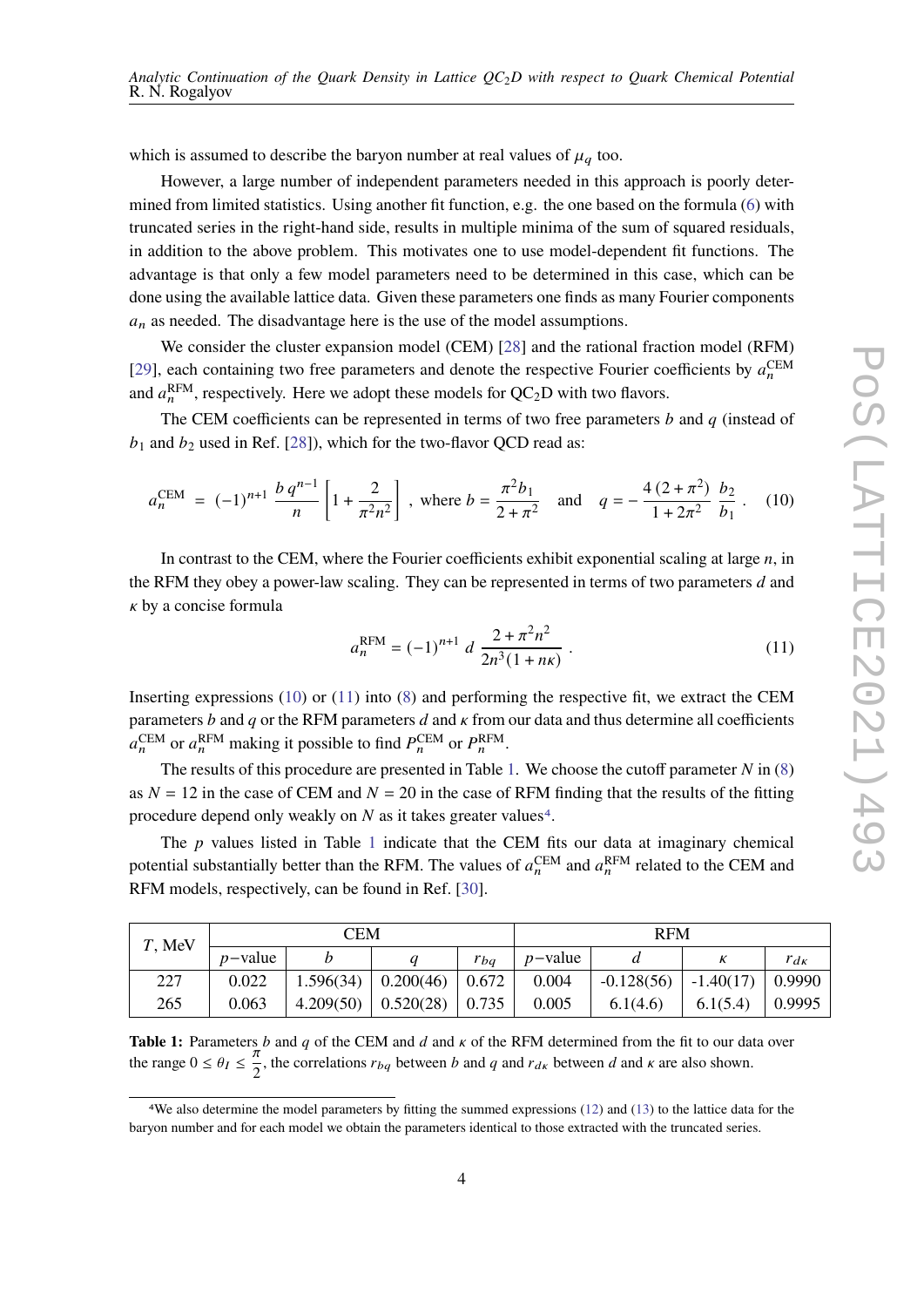which is assumed to describe the baryon number at real values of $\mu_q$ too.

However, a large number of independent parameters needed in this approach is poorly determined from limited statistics. Using another fit function, e.g. the one based on the formula (6) with truncated series in the right-hand side, results in multiple minima of the sum of squared residuals, in addition to the above problem. This motivates one to use model-dependent fit functions. The advantage is that only a few model parameters need to be determined in this case, which can be done using the available lattice data. Given these parameters one finds as many Fourier components $a_n$ as needed. The disadvantage here is the use of the model assumptions.

We consider the cluster expansion model (CEM) [28] and the rational fraction model (RFM) [29], each containing two free parameters and denote the respective Fourier coefficients by $a_n^{\rm CEM}$ and $a_n^{\rm RFM}$, respectively. Here we adopt these models for QC$_2$D with two flavors.

The CEM coefficients can be represented in terms of two free parameters $b$ and $q$ (instead of $b_1$ and $b_2$ used in Ref. [28]), which for the two-flavor QCD read as:

$$a_n^{\rm CEM} = (-1)^{n+1} \frac{b\, q^{n-1}}{n} \left[ 1 + \frac{2}{\pi^2 n^2} \right], \text{ where } b = \frac{\pi^2 b_1}{2+\pi^2} \quad \text{and} \quad q = -\frac{4\,(2+\pi^2)}{1+2\pi^2}\, \frac{b_2}{b_1}. \tag{10}$$

In contrast to the CEM, where the Fourier coefficients exhibit exponential scaling at large $n$, in the RFM they obey a power-law scaling. They can be represented in terms of two parameters $d$ and $\kappa$ by a concise formula

$$a_n^{\rm RFM} = (-1)^{n+1}\, d\, \frac{2+\pi^2 n^2}{2n^3(1+n\kappa)}. \tag{11}$$

Inserting expressions (10) or (11) into (8) and performing the respective fit, we extract the CEM parameters $b$ and $q$ or the RFM parameters $d$ and $\kappa$ from our data and thus determine all coefficients $a_n^{\rm CEM}$ or $a_n^{\rm RFM}$ making it possible to find $P_n^{\rm CEM}$ or $P_n^{\rm RFM}$.

The results of this procedure are presented in Table 1. We choose the cutoff parameter $N$ in (8) as $N = 12$ in the case of CEM and $N = 20$ in the case of RFM finding that the results of the fitting procedure depend only weakly on $N$ as it takes greater values[4].

The $p$ values listed in Table 1 indicate that the CEM fits our data at imaginary chemical potential substantially better than the RFM. The values of $a_n^{\rm CEM}$ and $a_n^{\rm RFM}$ related to the CEM and RFM models, respectively, can be found in Ref. [30].

| $T$, MeV | CEM | | | | RFM | | | |
|---|---|---|---|---|---|---|---|---|
| | $p$−value | $b$ | $q$ | $r_{bq}$ | $p$−value | $d$ | $\kappa$ | $r_{d\kappa}$ |
| 227 | 0.022 | 1.596(34) | 0.200(46) | 0.672 | 0.004 | -0.128(56) | -1.40(17) | 0.9990 |
| 265 | 0.063 | 4.209(50) | 0.520(28) | 0.735 | 0.005 | 6.1(4.6) | 6.1(5.4) | 0.9995 |

**Table 1:** Parameters $b$ and $q$ of the CEM and $d$ and $\kappa$ of the RFM determined from the fit to our data over the range $0 \le \theta_I \le \frac{\pi}{2}$, the correlations $r_{bq}$ between $b$ and $q$ and $r_{d\kappa}$ between $d$ and $\kappa$ are also shown.

[4] We also determine the model parameters by fitting the summed expressions (12) and (13) to the lattice data for the baryon number and for each model we obtain the parameters identical to those extracted with the truncated series.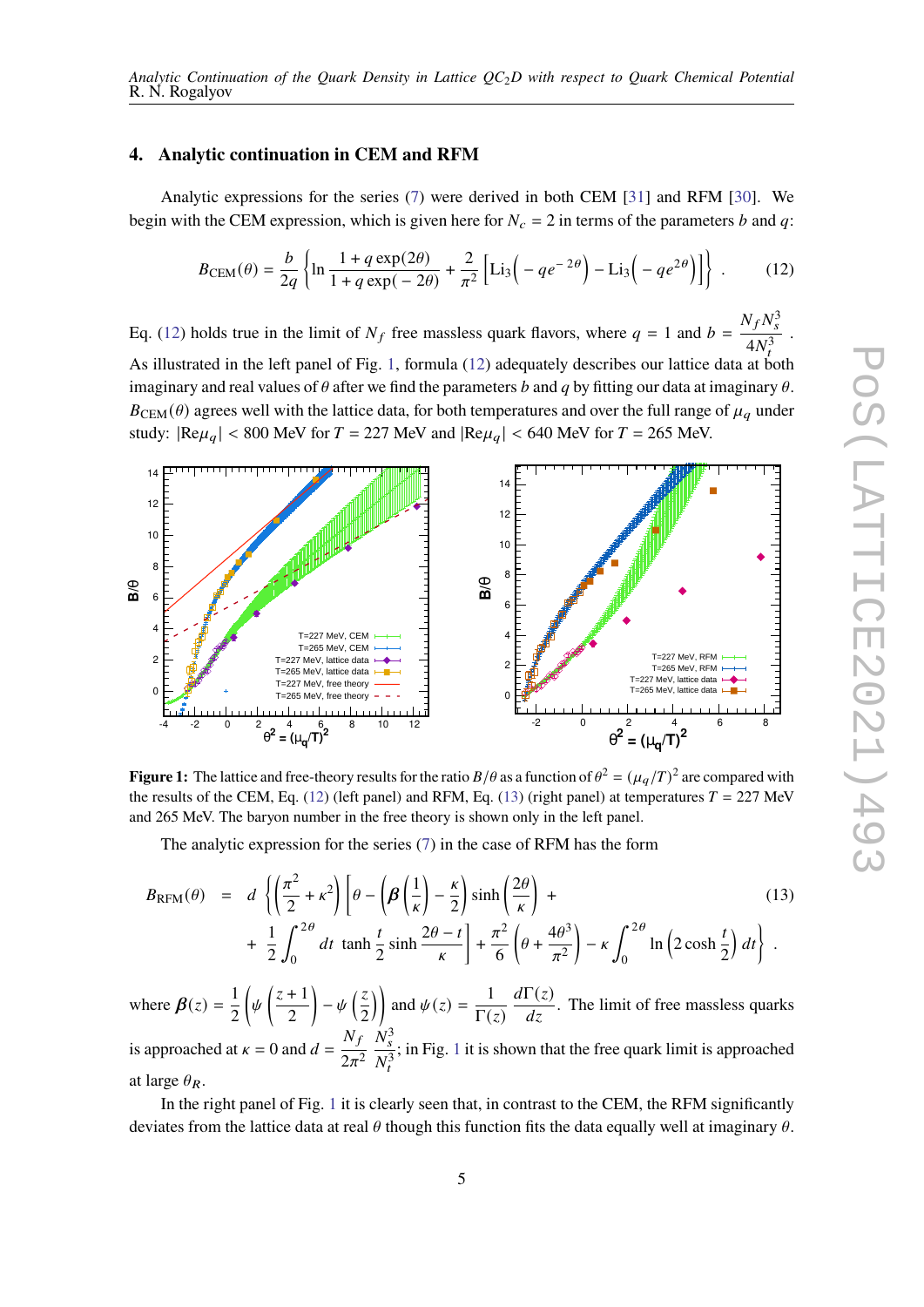## 4. Analytic continuation in CEM and RFM

Analytic expressions for the series (7) were derived in both CEM [31] and RFM [30]. We begin with the CEM expression, which is given here for $N_c = 2$ in terms of the parameters $b$ and $q$:

$$B_{\rm CEM}(\theta) = \frac{b}{2q}\left\{\ln\frac{1+q\exp(2\theta)}{1+q\exp(-2\theta)} + \frac{2}{\pi^2}\left[{\rm Li}_3\left(-qe^{-2\theta}\right) - {\rm Li}_3\left(-qe^{2\theta}\right)\right]\right\}\,. \tag{12}$$

Eq. (12) holds true in the limit of $N_f$ free massless quark flavors, where $q = 1$ and $b = \dfrac{N_f N_s^3}{4N_t^3}$. As illustrated in the left panel of Fig. 1, formula (12) adequately describes our lattice data at both imaginary and real values of $\theta$ after we find the parameters $b$ and $q$ by fitting our data at imaginary $\theta$. $B_{\rm CEM}(\theta)$ agrees well with the lattice data, for both temperatures and over the full range of $\mu_q$ under study: $|{\rm Re}\mu_q| < 800$ MeV for $T = 227$ MeV and $|{\rm Re}\mu_q| < 640$ MeV for $T = 265$ MeV.

**Figure 1:** The lattice and free-theory results for the ratio $B/\theta$ as a function of $\theta^2 = (\mu_q/T)^2$ are compared with the results of the CEM, Eq. (12) (left panel) and RFM, Eq. (13) (right panel) at temperatures $T = 227$ MeV and 265 MeV. The baryon number in the free theory is shown only in the left panel.

The analytic expression for the series (7) in the case of RFM has the form

$$\begin{aligned} B_{\rm RFM}(\theta) \;\; = \;\; & d\,\left\{\left(\frac{\pi^2}{2}+\kappa^2\right)\left[\theta - \left(\boldsymbol{\beta}\left(\frac{1}{\kappa}\right) - \frac{\kappa}{2}\right)\sinh\left(\frac{2\theta}{\kappa}\right) + \right.\right. \\ & \left.\left. + \frac{1}{2}\int_0^{2\theta} dt\,\tanh\frac{t}{2}\sinh\frac{2\theta - t}{\kappa}\right] + \frac{\pi^2}{6}\left(\theta + \frac{4\theta^3}{\pi^2}\right) - \kappa\int_0^{2\theta}\ln\left(2\cosh\frac{t}{2}\right)dt\right\}\,. \end{aligned} \tag{13}$$

where $\boldsymbol{\beta}(z) = \dfrac{1}{2}\left(\psi\left(\dfrac{z+1}{2}\right) - \psi\left(\dfrac{z}{2}\right)\right)$ and $\psi(z) = \dfrac{1}{\Gamma(z)}\dfrac{d\Gamma(z)}{dz}$. The limit of free massless quarks is approached at $\kappa = 0$ and $d = \dfrac{N_f}{2\pi^2}\dfrac{N_s^3}{N_t^3}$; in Fig. 1 it is shown that the free quark limit is approached at large $\theta_R$.

In the right panel of Fig. 1 it is clearly seen that, in contrast to the CEM, the RFM significantly deviates from the lattice data at real $\theta$ though this function fits the data equally well at imaginary $\theta$.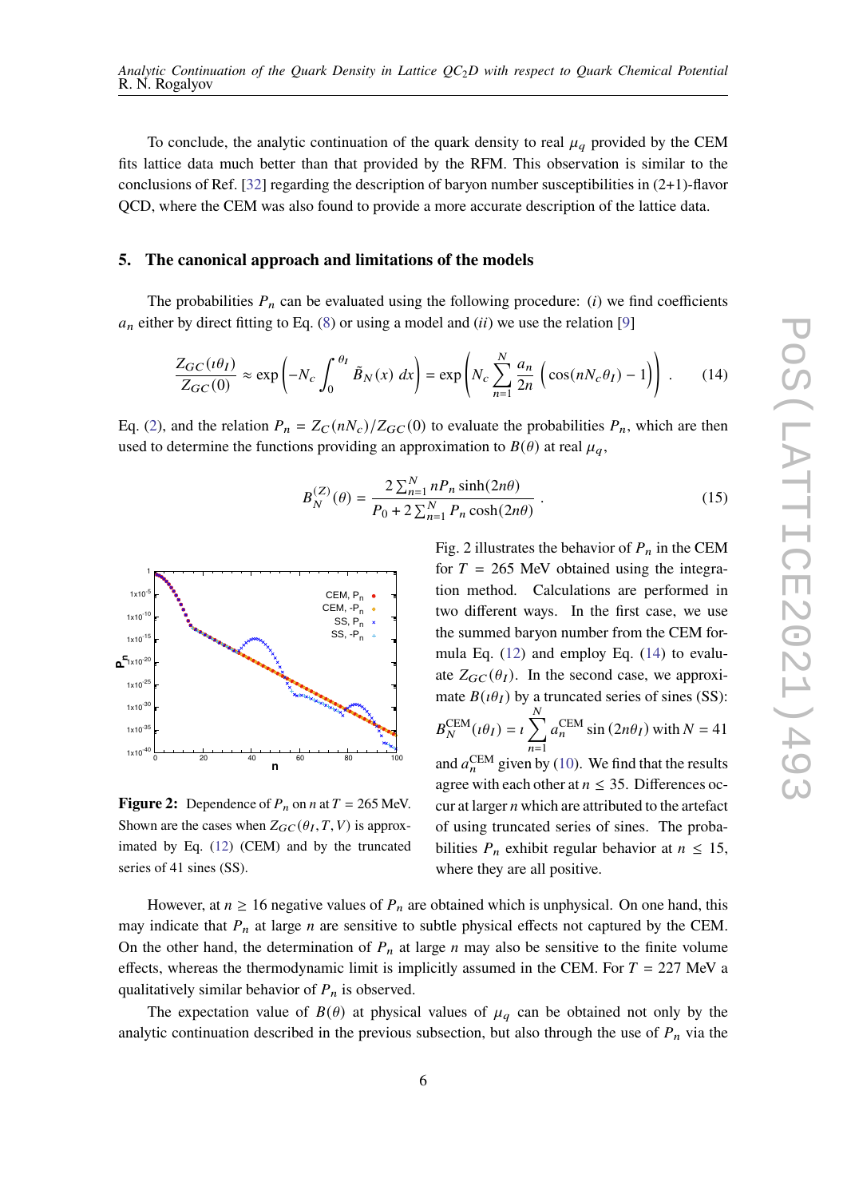To conclude, the analytic continuation of the quark density to real $\mu_q$ provided by the CEM fits lattice data much better than that provided by the RFM. This observation is similar to the conclusions of Ref. [32] regarding the description of baryon number susceptibilities in (2+1)-flavor QCD, where the CEM was also found to provide a more accurate description of the lattice data.

## 5. The canonical approach and limitations of the models

The probabilities $P_n$ can be evaluated using the following procedure: (*i*) we find coefficients $a_n$ either by direct fitting to Eq. (8) or using a model and (*ii*) we use the relation [9]

$$\frac{Z_{GC}(\imath\theta_I)}{Z_{GC}(0)} \approx \exp\left(-N_c \int_0^{\theta_I} \tilde{B}_N(x)\, dx\right) = \exp\left(N_c \sum_{n=1}^{N} \frac{a_n}{2n} \left(\cos(nN_c\theta_I) - 1\right)\right) . \tag{14}$$

Eq. (2), and the relation $P_n = Z_C(nN_c)/Z_{GC}(0)$ to evaluate the probabilities $P_n$, which are then used to determine the functions providing an approximation to $B(\theta)$ at real $\mu_q$,

$$B_N^{(Z)}(\theta) = \frac{2\sum_{n=1}^{N} nP_n \sinh(2n\theta)}{P_0 + 2\sum_{n=1}^{N} P_n \cosh(2n\theta)} . \tag{15}$$

**Figure 2:** Dependence of $P_n$ on $n$ at $T = 265$ MeV. Shown are the cases when $Z_{GC}(\theta_I, T, V)$ is approximated by Eq. (12) (CEM) and by the truncated series of 41 sines (SS).

Fig. 2 illustrates the behavior of $P_n$ in the CEM for $T = 265$ MeV obtained using the integration method. Calculations are performed in two different ways. In the first case, we use the summed baryon number from the CEM formula Eq. (12) and employ Eq. (14) to evaluate $Z_{GC}(\theta_I)$. In the second case, we approximate $B(\imath\theta_I)$ by a truncated series of sines (SS): $B_N^{\text{CEM}}(\imath\theta_I) = \imath \sum_{n=1}^{N} a_n^{\text{CEM}} \sin(2n\theta_I)$ with $N = 41$ and $a_n^{\text{CEM}}$ given by (10). We find that the results agree with each other at $n \leq 35$. Differences occur at larger $n$ which are attributed to the artefact of using truncated series of sines. The probabilities $P_n$ exhibit regular behavior at $n \leq 15$, where they are all positive.

However, at $n \geq 16$ negative values of $P_n$ are obtained which is unphysical. On one hand, this may indicate that $P_n$ at large $n$ are sensitive to subtle physical effects not captured by the CEM. On the other hand, the determination of $P_n$ at large $n$ may also be sensitive to the finite volume effects, whereas the thermodynamic limit is implicitly assumed in the CEM. For $T = 227$ MeV a qualitatively similar behavior of $P_n$ is observed.

The expectation value of $B(\theta)$ at physical values of $\mu_q$ can be obtained not only by the analytic continuation described in the previous subsection, but also through the use of $P_n$ via the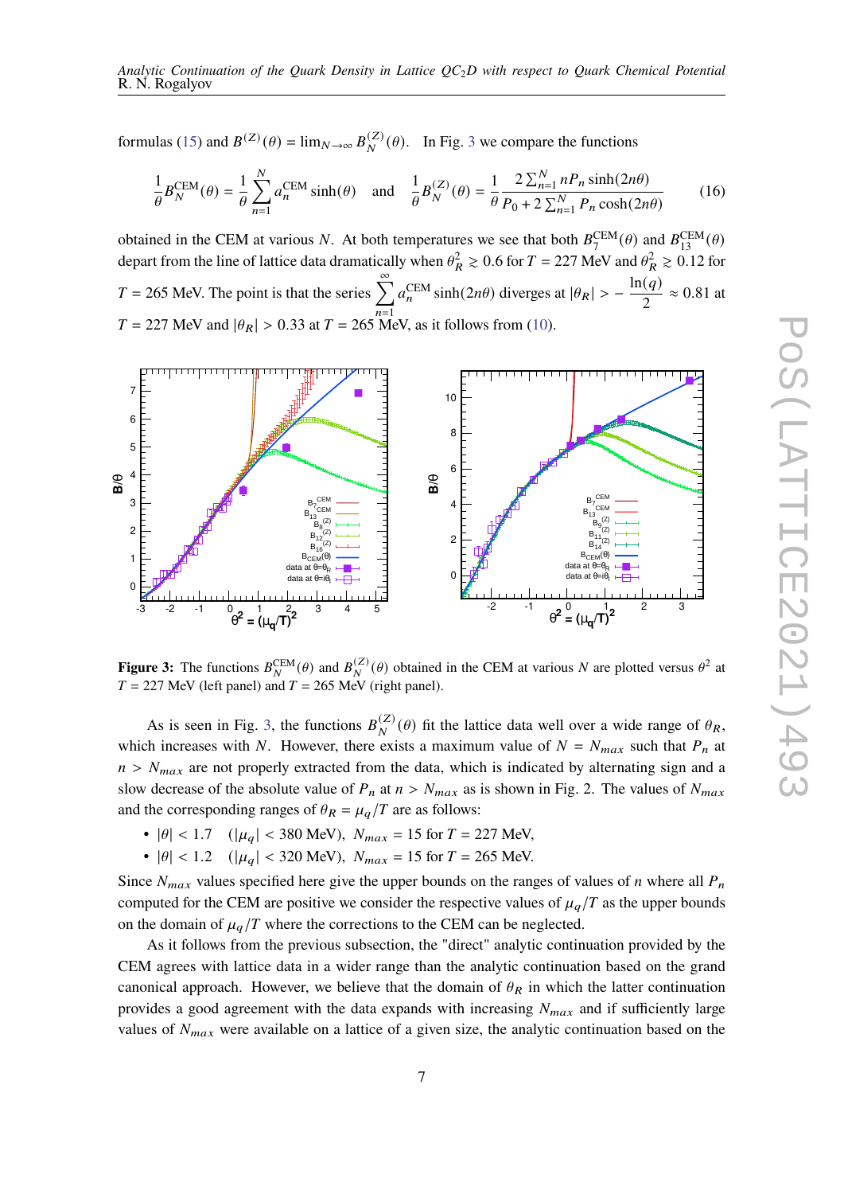formulas (15) and $B^{(Z)}(\theta) = \lim_{N\to\infty} B_N^{(Z)}(\theta)$. In Fig. 3 we compare the functions

$$\frac{1}{\theta} B_N^{\text{CEM}}(\theta) = \frac{1}{\theta} \sum_{n=1}^{N} a_n^{\text{CEM}} \sinh(\theta) \quad \text{and} \quad \frac{1}{\theta} B_N^{(Z)}(\theta) = \frac{1}{\theta} \frac{2\sum_{n=1}^{N} n P_n \sinh(2n\theta)}{P_0 + 2\sum_{n=1}^{N} P_n \cosh(2n\theta)} \tag{16}$$

obtained in the CEM at various $N$. At both temperatures we see that both $B_7^{\text{CEM}}(\theta)$ and $B_{13}^{\text{CEM}}(\theta)$ depart from the line of lattice data dramatically when $\theta_R^2 \gtrsim 0.6$ for $T = 227$ MeV and $\theta_R^2 \gtrsim 0.12$ for $T = 265$ MeV. The point is that the series $\sum_{n=1}^{\infty} a_n^{\text{CEM}} \sinh(2n\theta)$ diverges at $|\theta_R| > -\frac{\ln(q)}{2} \approx 0.81$ at $T = 227$ MeV and $|\theta_R| > 0.33$ at $T = 265$ MeV, as it follows from (10).

**Figure 3:** The functions $B_N^{\text{CEM}}(\theta)$ and $B_N^{(Z)}(\theta)$ obtained in the CEM at various $N$ are plotted versus $\theta^2$ at $T = 227$ MeV (left panel) and $T = 265$ MeV (right panel).

As is seen in Fig. 3, the functions $B_N^{(Z)}(\theta)$ fit the lattice data well over a wide range of $\theta_R$, which increases with $N$. However, there exists a maximum value of $N = N_{max}$ such that $P_n$ at $n > N_{max}$ are not properly extracted from the data, which is indicated by alternating sign and a slow decrease of the absolute value of $P_n$ at $n > N_{max}$ as is shown in Fig. 2. The values of $N_{max}$ and the corresponding ranges of $\theta_R = \mu_q/T$ are as follows:

- $|\theta| < 1.7 \quad (|\mu_q| < 380 \text{ MeV}),\ N_{max} = 15$ for $T = 227$ MeV,
- $|\theta| < 1.2 \quad (|\mu_q| < 320 \text{ MeV}),\ N_{max} = 15$ for $T = 265$ MeV.

Since $N_{max}$ values specified here give the upper bounds on the ranges of values of $n$ where all $P_n$ computed for the CEM are positive we consider the respective values of $\mu_q/T$ as the upper bounds on the domain of $\mu_q/T$ where the corrections to the CEM can be neglected.

As it follows from the previous subsection, the "direct" analytic continuation provided by the CEM agrees with lattice data in a wider range than the analytic continuation based on the grand canonical approach. However, we believe that the domain of $\theta_R$ in which the latter continuation provides a good agreement with the data expands with increasing $N_{max}$ and if sufficiently large values of $N_{max}$ were available on a lattice of a given size, the analytic continuation based on the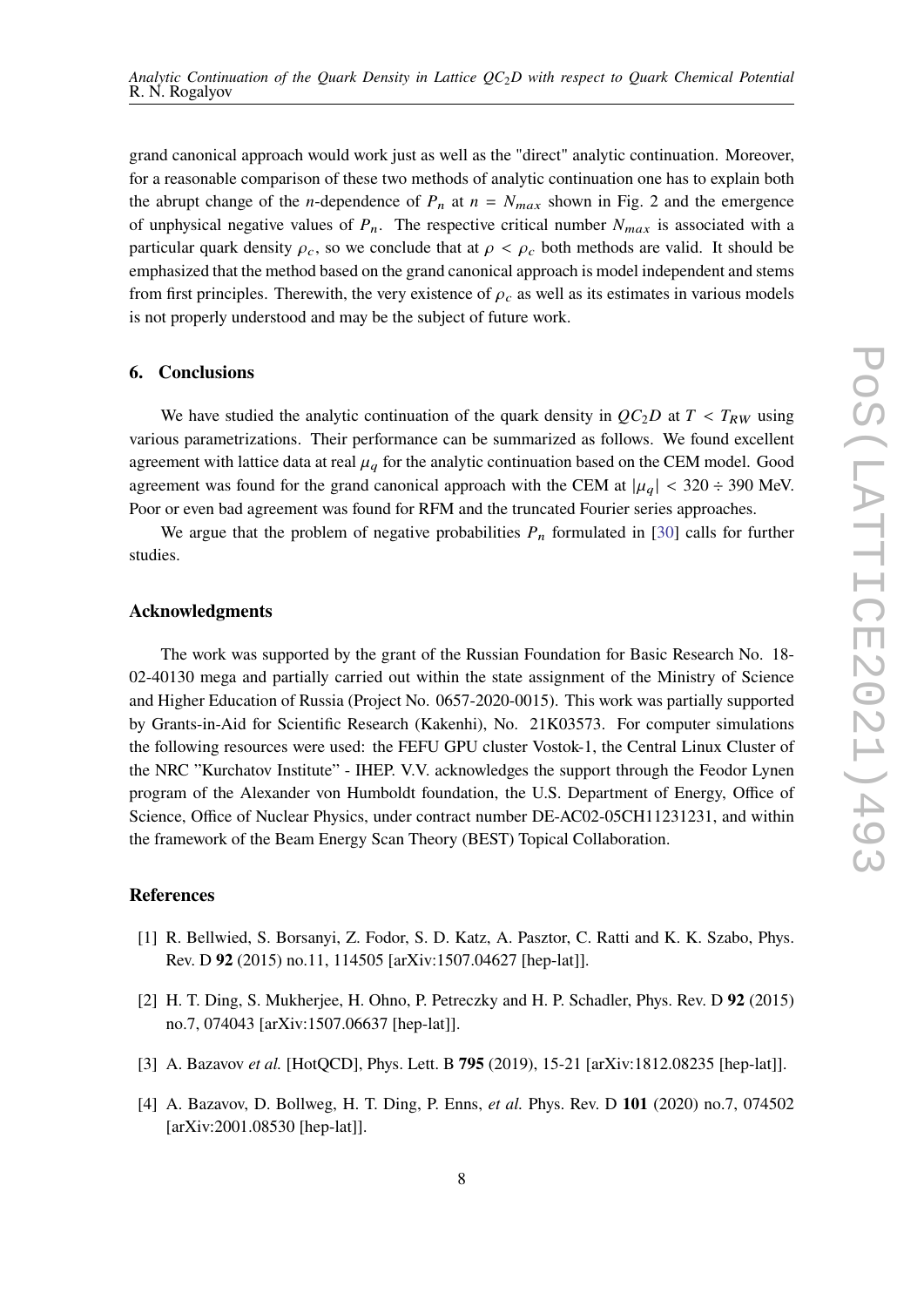grand canonical approach would work just as well as the "direct" analytic continuation. Moreover, for a reasonable comparison of these two methods of analytic continuation one has to explain both the abrupt change of the $n$-dependence of $P_n$ at $n = N_{max}$ shown in Fig. 2 and the emergence of unphysical negative values of $P_n$. The respective critical number $N_{max}$ is associated with a particular quark density $\rho_c$, so we conclude that at $\rho < \rho_c$ both methods are valid. It should be emphasized that the method based on the grand canonical approach is model independent and stems from first principles. Therewith, the very existence of $\rho_c$ as well as its estimates in various models is not properly understood and may be the subject of future work.

## 6. Conclusions

We have studied the analytic continuation of the quark density in $QC_2D$ at $T < T_{RW}$ using various parametrizations. Their performance can be summarized as follows. We found excellent agreement with lattice data at real $\mu_q$ for the analytic continuation based on the CEM model. Good agreement was found for the grand canonical approach with the CEM at $|\mu_q| < 320 \div 390$ MeV. Poor or even bad agreement was found for RFM and the truncated Fourier series approaches.

We argue that the problem of negative probabilities $P_n$ formulated in [30] calls for further studies.

## Acknowledgments

The work was supported by the grant of the Russian Foundation for Basic Research No. 18-02-40130 mega and partially carried out within the state assignment of the Ministry of Science and Higher Education of Russia (Project No. 0657-2020-0015). This work was partially supported by Grants-in-Aid for Scientific Research (Kakenhi), No. 21K03573. For computer simulations the following resources were used: the FEFU GPU cluster Vostok-1, the Central Linux Cluster of the NRC "Kurchatov Institute" - IHEP. V.V. acknowledges the support through the Feodor Lynen program of the Alexander von Humboldt foundation, the U.S. Department of Energy, Office of Science, Office of Nuclear Physics, under contract number DE-AC02-05CH11231231, and within the framework of the Beam Energy Scan Theory (BEST) Topical Collaboration.

## References

[1] R. Bellwied, S. Borsanyi, Z. Fodor, S. D. Katz, A. Pasztor, C. Ratti and K. K. Szabo, Phys. Rev. D **92** (2015) no.11, 114505 [arXiv:1507.04627 [hep-lat]].

[2] H. T. Ding, S. Mukherjee, H. Ohno, P. Petreczky and H. P. Schadler, Phys. Rev. D **92** (2015) no.7, 074043 [arXiv:1507.06637 [hep-lat]].

[3] A. Bazavov *et al.* [HotQCD], Phys. Lett. B **795** (2019), 15-21 [arXiv:1812.08235 [hep-lat]].

[4] A. Bazavov, D. Bollweg, H. T. Ding, P. Enns, *et al.* Phys. Rev. D **101** (2020) no.7, 074502 [arXiv:2001.08530 [hep-lat]].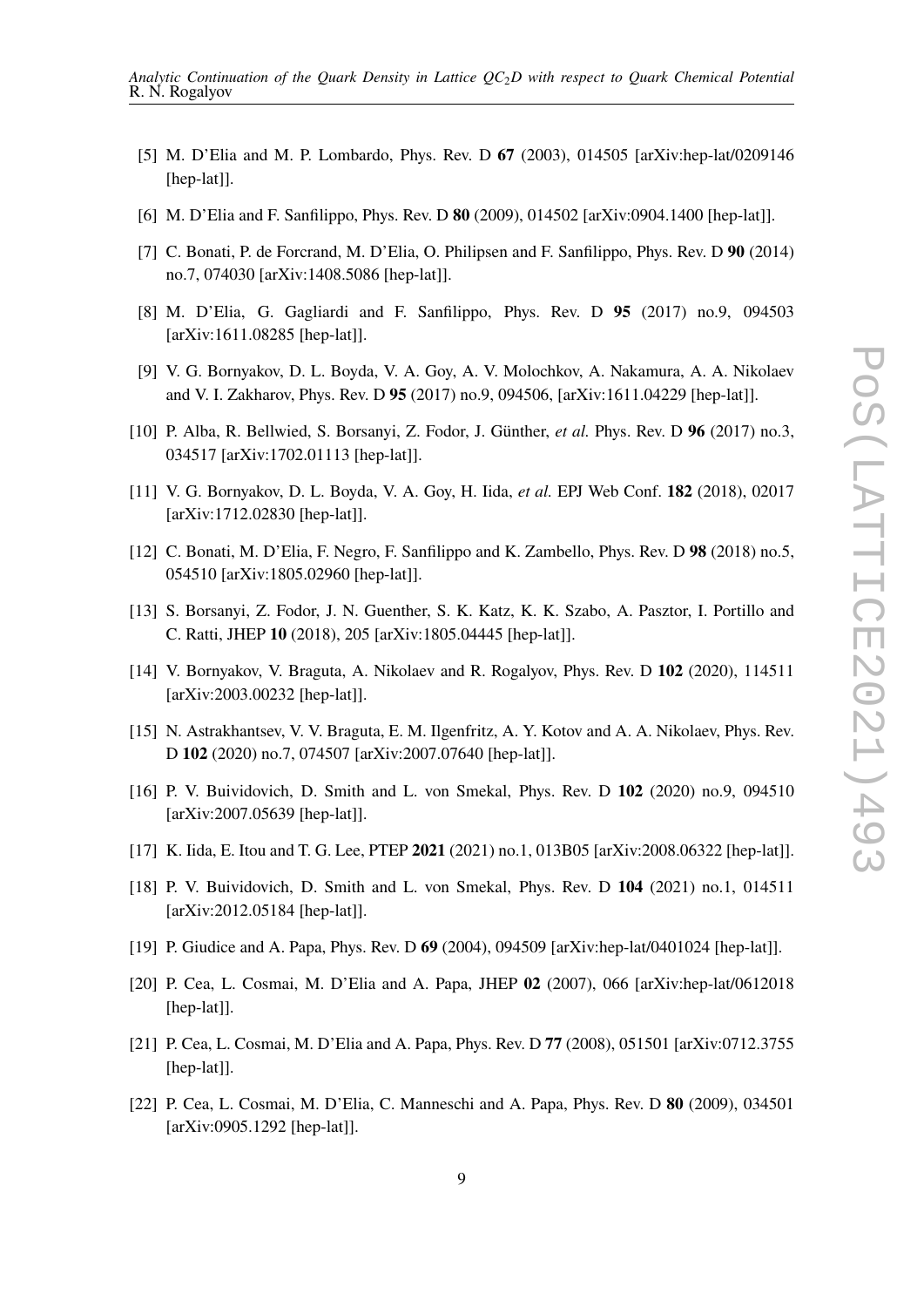[5] M. D'Elia and M. P. Lombardo, Phys. Rev. D **67** (2003), 014505 [arXiv:hep-lat/0209146 [hep-lat]].

[6] M. D'Elia and F. Sanfilippo, Phys. Rev. D **80** (2009), 014502 [arXiv:0904.1400 [hep-lat]].

[7] C. Bonati, P. de Forcrand, M. D'Elia, O. Philipsen and F. Sanfilippo, Phys. Rev. D **90** (2014) no.7, 074030 [arXiv:1408.5086 [hep-lat]].

[8] M. D'Elia, G. Gagliardi and F. Sanfilippo, Phys. Rev. D **95** (2017) no.9, 094503 [arXiv:1611.08285 [hep-lat]].

[9] V. G. Bornyakov, D. L. Boyda, V. A. Goy, A. V. Molochkov, A. Nakamura, A. A. Nikolaev and V. I. Zakharov, Phys. Rev. D **95** (2017) no.9, 094506, [arXiv:1611.04229 [hep-lat]].

[10] P. Alba, R. Bellwied, S. Borsanyi, Z. Fodor, J. Günther, *et al.* Phys. Rev. D **96** (2017) no.3, 034517 [arXiv:1702.01113 [hep-lat]].

[11] V. G. Bornyakov, D. L. Boyda, V. A. Goy, H. Iida, *et al.* EPJ Web Conf. **182** (2018), 02017 [arXiv:1712.02830 [hep-lat]].

[12] C. Bonati, M. D'Elia, F. Negro, F. Sanfilippo and K. Zambello, Phys. Rev. D **98** (2018) no.5, 054510 [arXiv:1805.02960 [hep-lat]].

[13] S. Borsanyi, Z. Fodor, J. N. Guenther, S. K. Katz, K. K. Szabo, A. Pasztor, I. Portillo and C. Ratti, JHEP **10** (2018), 205 [arXiv:1805.04445 [hep-lat]].

[14] V. Bornyakov, V. Braguta, A. Nikolaev and R. Rogalyov, Phys. Rev. D **102** (2020), 114511 [arXiv:2003.00232 [hep-lat]].

[15] N. Astrakhantsev, V. V. Braguta, E. M. Ilgenfritz, A. Y. Kotov and A. A. Nikolaev, Phys. Rev. D **102** (2020) no.7, 074507 [arXiv:2007.07640 [hep-lat]].

[16] P. V. Buividovich, D. Smith and L. von Smekal, Phys. Rev. D **102** (2020) no.9, 094510 [arXiv:2007.05639 [hep-lat]].

[17] K. Iida, E. Itou and T. G. Lee, PTEP **2021** (2021) no.1, 013B05 [arXiv:2008.06322 [hep-lat]].

[18] P. V. Buividovich, D. Smith and L. von Smekal, Phys. Rev. D **104** (2021) no.1, 014511 [arXiv:2012.05184 [hep-lat]].

[19] P. Giudice and A. Papa, Phys. Rev. D **69** (2004), 094509 [arXiv:hep-lat/0401024 [hep-lat]].

[20] P. Cea, L. Cosmai, M. D'Elia and A. Papa, JHEP **02** (2007), 066 [arXiv:hep-lat/0612018 [hep-lat]].

[21] P. Cea, L. Cosmai, M. D'Elia and A. Papa, Phys. Rev. D **77** (2008), 051501 [arXiv:0712.3755 [hep-lat]].

[22] P. Cea, L. Cosmai, M. D'Elia, C. Manneschi and A. Papa, Phys. Rev. D **80** (2009), 034501 [arXiv:0905.1292 [hep-lat]].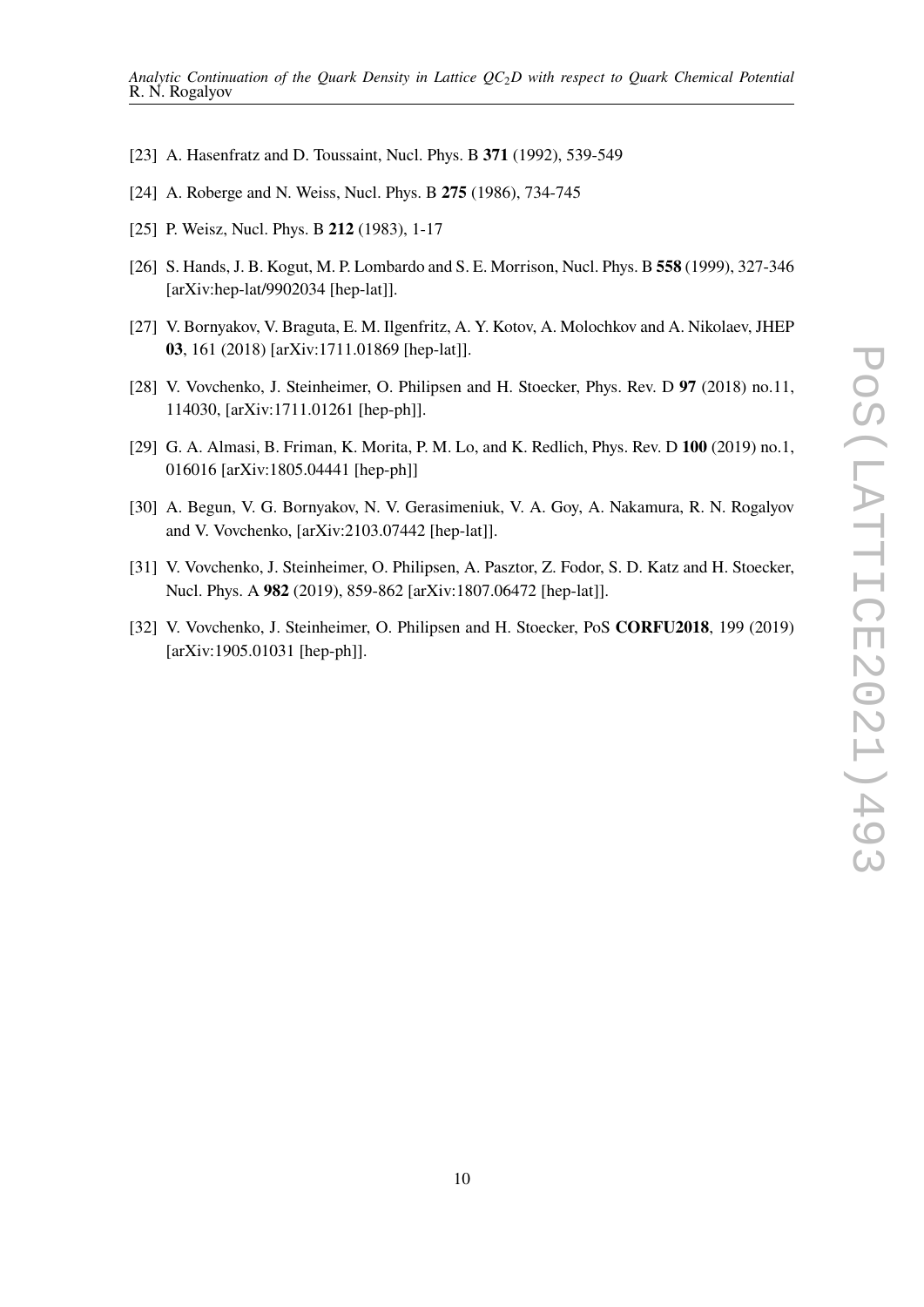[23] A. Hasenfratz and D. Toussaint, Nucl. Phys. B **371** (1992), 539-549

[24] A. Roberge and N. Weiss, Nucl. Phys. B **275** (1986), 734-745

[25] P. Weisz, Nucl. Phys. B **212** (1983), 1-17

[26] S. Hands, J. B. Kogut, M. P. Lombardo and S. E. Morrison, Nucl. Phys. B **558** (1999), 327-346 [arXiv:hep-lat/9902034 [hep-lat]].

[27] V. Bornyakov, V. Braguta, E. M. Ilgenfritz, A. Y. Kotov, A. Molochkov and A. Nikolaev, JHEP **03**, 161 (2018) [arXiv:1711.01869 [hep-lat]].

[28] V. Vovchenko, J. Steinheimer, O. Philipsen and H. Stoecker, Phys. Rev. D **97** (2018) no.11, 114030, [arXiv:1711.01261 [hep-ph]].

[29] G. A. Almasi, B. Friman, K. Morita, P. M. Lo, and K. Redlich, Phys. Rev. D **100** (2019) no.1, 016016 [arXiv:1805.04441 [hep-ph]]

[30] A. Begun, V. G. Bornyakov, N. V. Gerasimeniuk, V. A. Goy, A. Nakamura, R. N. Rogalyov and V. Vovchenko, [arXiv:2103.07442 [hep-lat]].

[31] V. Vovchenko, J. Steinheimer, O. Philipsen, A. Pasztor, Z. Fodor, S. D. Katz and H. Stoecker, Nucl. Phys. A **982** (2019), 859-862 [arXiv:1807.06472 [hep-lat]].

[32] V. Vovchenko, J. Steinheimer, O. Philipsen and H. Stoecker, PoS **CORFU2018**, 199 (2019) [arXiv:1905.01031 [hep-ph]].